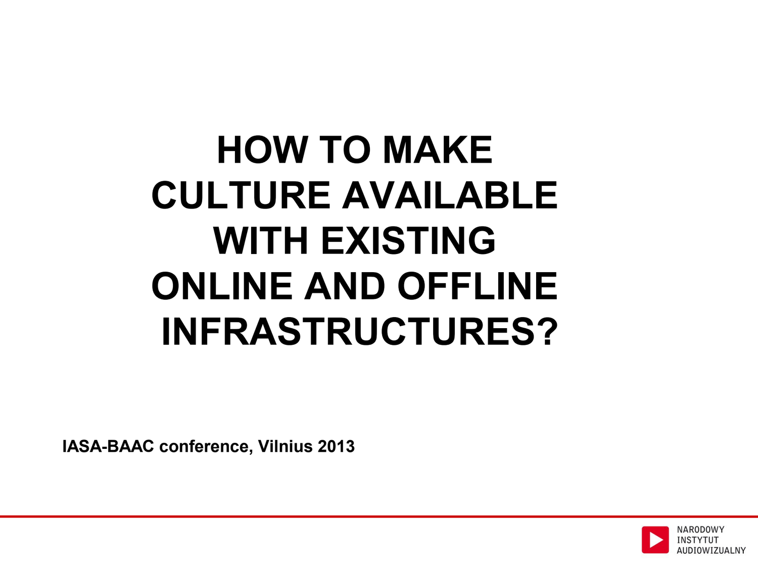# HOW TO MAKE CULTURE AVAILABLE WITH EXISTING ONLINE AND OFFLINE INFRASTRUCTURES?

**IASA-BAAC conference, Vilnius 2013**

NARODOWY INSTYTUT AUDIOWIZUALNY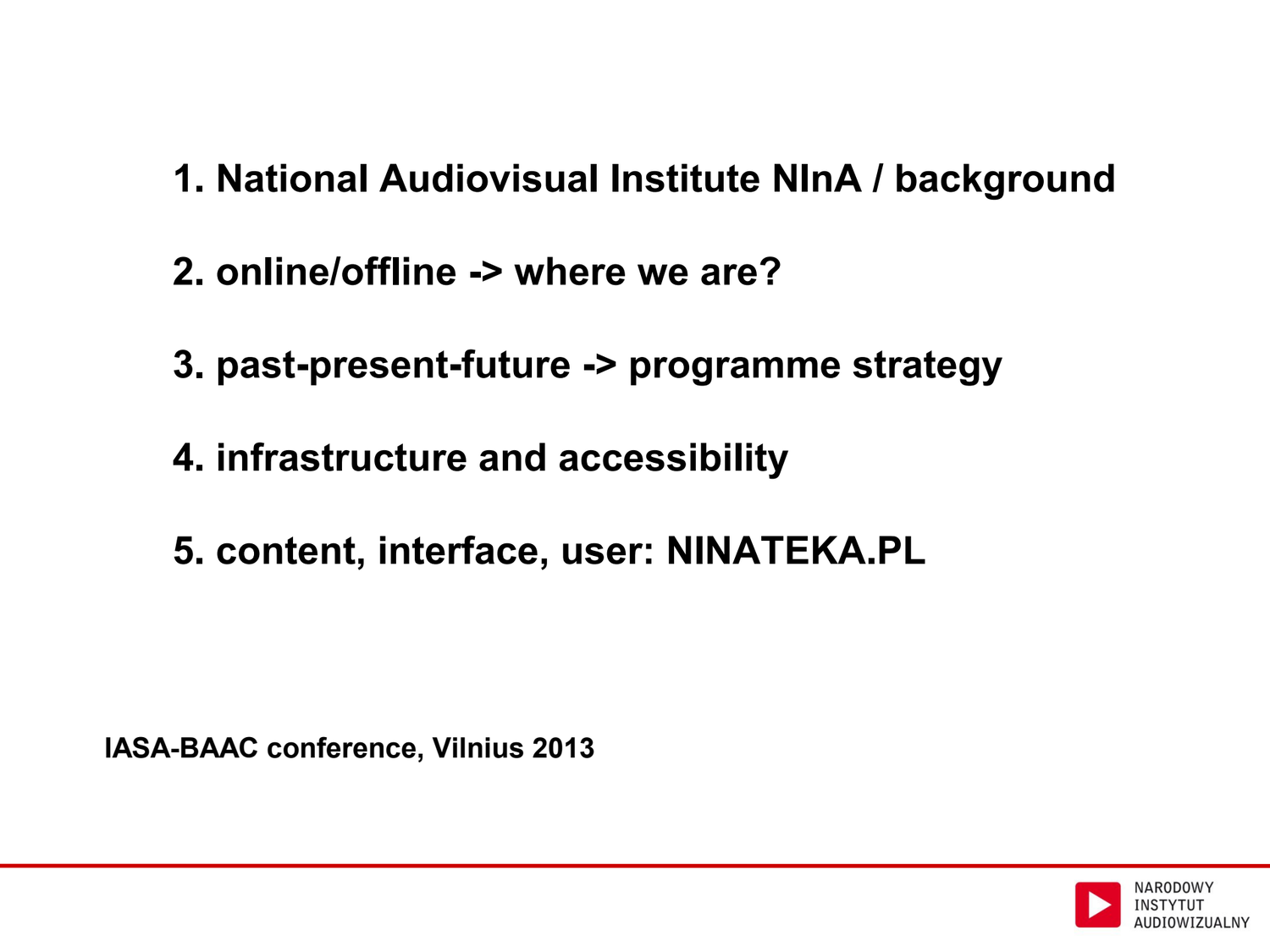1. National Audiovisual Institute NInA / background
2. online/offline -> where we are?
3. past-present-future -> programme strategy
4. infrastructure and accessibility
5. content, interface, user: NINATEKA.PL

**IASA-BAAC conference, Vilnius 2013**

NARODOWY INSTYTUT AUDIOWIZUALNY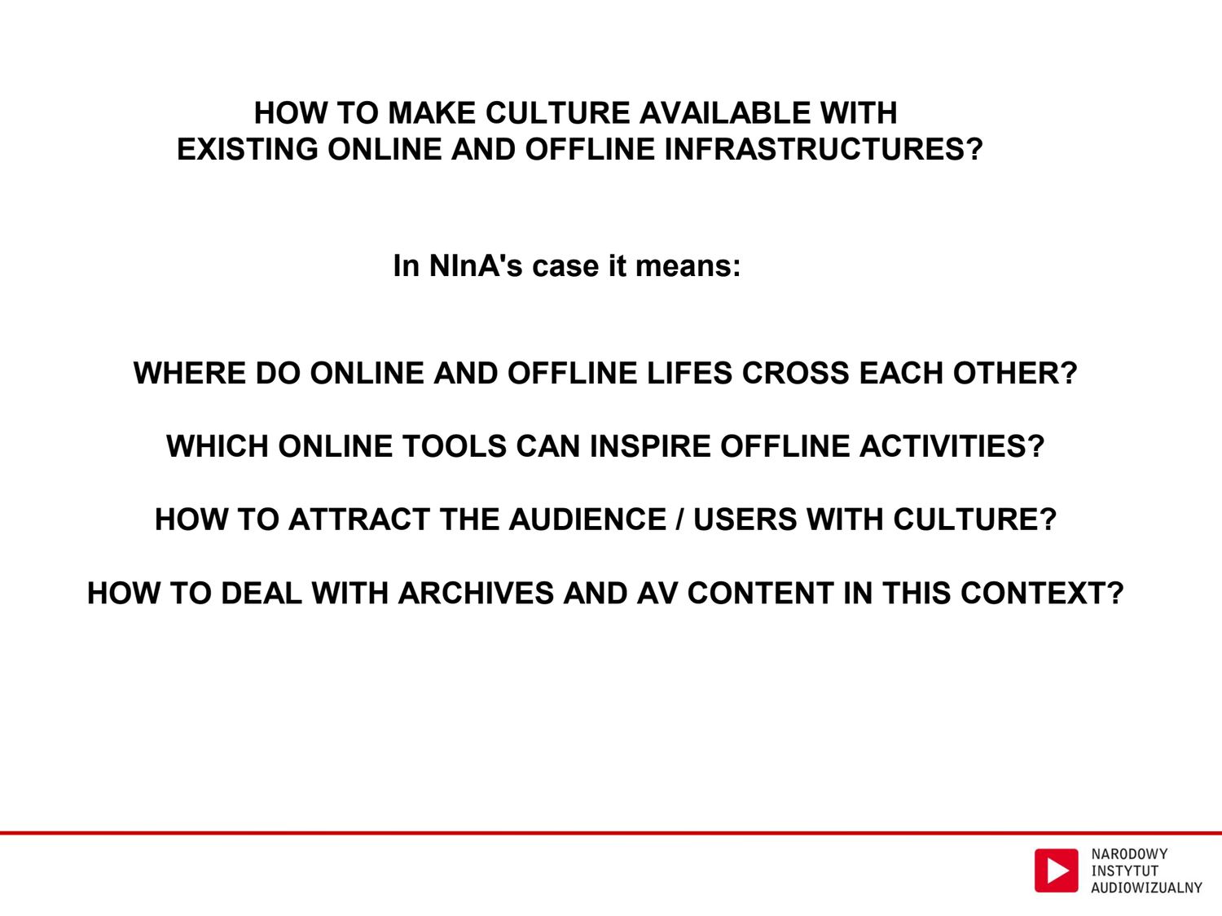# HOW TO MAKE CULTURE AVAILABLE WITH EXISTING ONLINE AND OFFLINE INFRASTRUCTURES?

**In NInA's case it means:**

**WHERE DO ONLINE AND OFFLINE LIFES CROSS EACH OTHER?**

**WHICH ONLINE TOOLS CAN INSPIRE OFFLINE ACTIVITIES?**

**HOW TO ATTRACT THE AUDIENCE / USERS WITH CULTURE?**

**HOW TO DEAL WITH ARCHIVES AND AV CONTENT IN THIS CONTEXT?**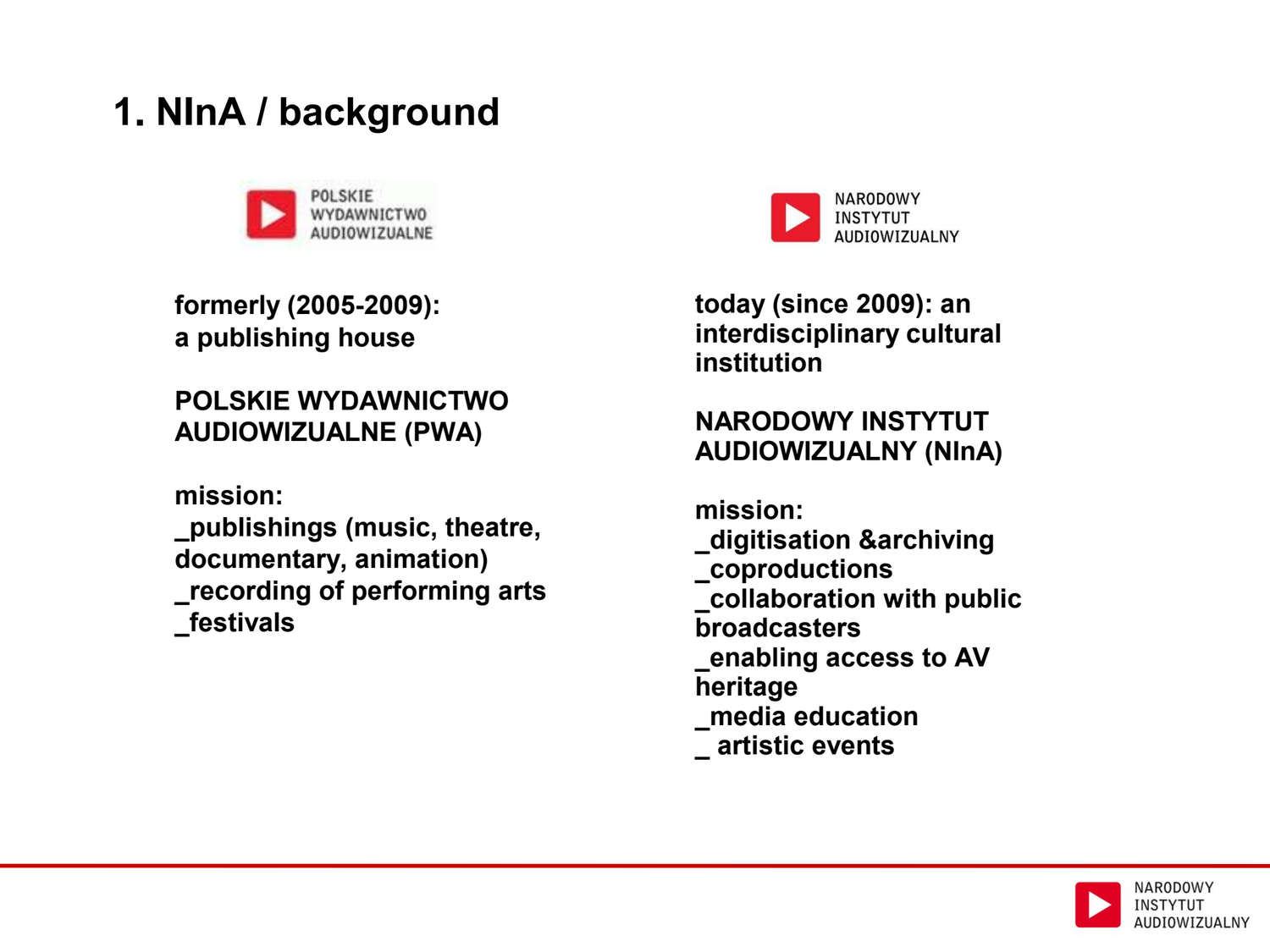# 1. NInA / background

POLSKIE WYDAWNICTWO AUDIOWIZUALNE

**formerly (2005-2009):**
**a publishing house**

**POLSKIE WYDAWNICTWO AUDIOWIZUALNE (PWA)**

**mission:**
**_publishings (music, theatre, documentary, animation)**
**_recording of performing arts**
**_festivals**

NARODOWY INSTYTUT AUDIOWIZUALNY

**today (since 2009): an interdisciplinary cultural institution**

**NARODOWY INSTYTUT AUDIOWIZUALNY (NInA)**

**mission:**
**_digitisation &archiving**
**_coproductions**
**_collaboration with public broadcasters**
**_enabling access to AV heritage**
**_media education**
**_ artistic events**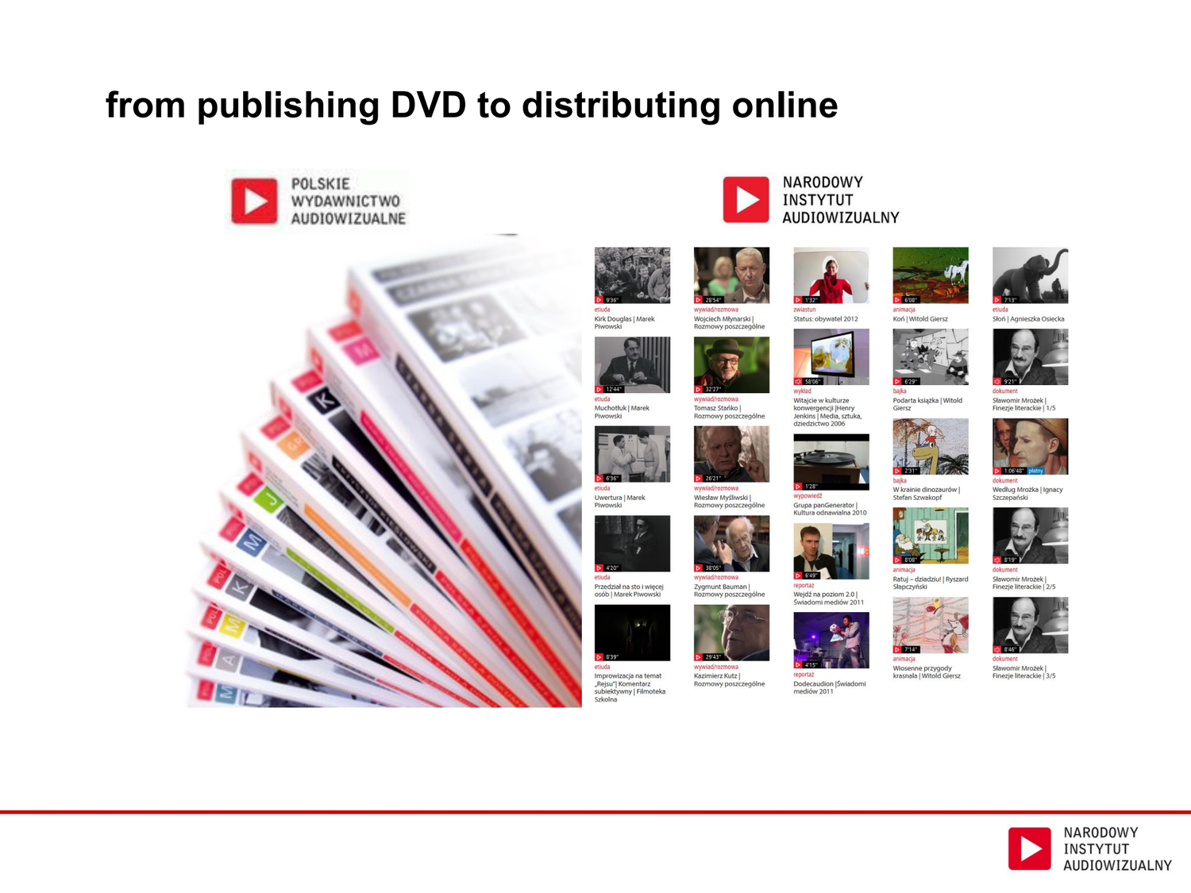# from publishing DVD to distributing online

POLSKIE WYDAWNICTWO AUDIOWIZUALNE

NARODOWY INSTYTUT AUDIOWIZUALNY

| | | | | |
|---|---|---|---|---|
| 9'36" etiuda Kirk Douglas \| Marek Piwowski | 28'54" wywiad/rozmowa Wojciech Młynarski \| Rozmowy poszczególne | 1'32" zwiastun Status: obywatel 2012 | 6'08" animacja Koń \| Witold Giersz | 7'13" etiuda Słoń \| Agnieszka Osiecka |
| 12'44" etiuda Muchotłuk \| Marek Piwowski | 32'27" wywiad/rozmowa Tomasz Stańko \| Rozmowy poszczególne | 58'06" wykład Witajcie w kulturze konwergencji \|Henry Jenkins \| Media, sztuka, dziedzictwo 2006 | 6'29" bajka Podarta książka \| Witold Giersz | 9'21" dokument Sławomir Mrożek \| Finezje literackie \| 1/5 |
| 6'36" etiuda Uwertura \| Marek Piwowski | 26'21" wywiad/rozmowa Wiesław Myśliwski \| Rozmowy poszczególne | 1'28" wypowiedź Grupa panGenerator \| Kultura odnawialna 2010 | 2'31" bajka W krainie dinozaurów \| Stefan Szwakopf | 1:06'48" płatny dokument Według Mrożka \| Ignacy Szczepański |
| 4'20" etiuda Przedział na sto i więcej osób \| Marek Piwowski | 38'05" wywiad/rozmowa Zygmunt Bauman \| Rozmowy poszczególne | 6'49" reportaż Wejdź na poziom 2.0 \| Świadomi mediów 2011 | 8'08" animacja Ratuj – dziadziu! \| Ryszard Słapczyński | 8'19" dokument Sławomir Mrożek \| Finezje literackie \| 2/5 |
| 8'39" etiuda Improwizacja na temat „Rejsu" \| Komentarz subiektywny \| Filmoteka Szkolna | 29'43" wywiad/rozmowa Kazimierz Kutz \| Rozmowy poszczególne | 4'15" reportaż Dodecaudion \|Świadomi mediów 2011 | 7'14" animacja Wiosenne przygody krasnala \| Witold Giersz | 8'46" dokument Sławomir Mrożek \| Finezje literackie \| 3/5 |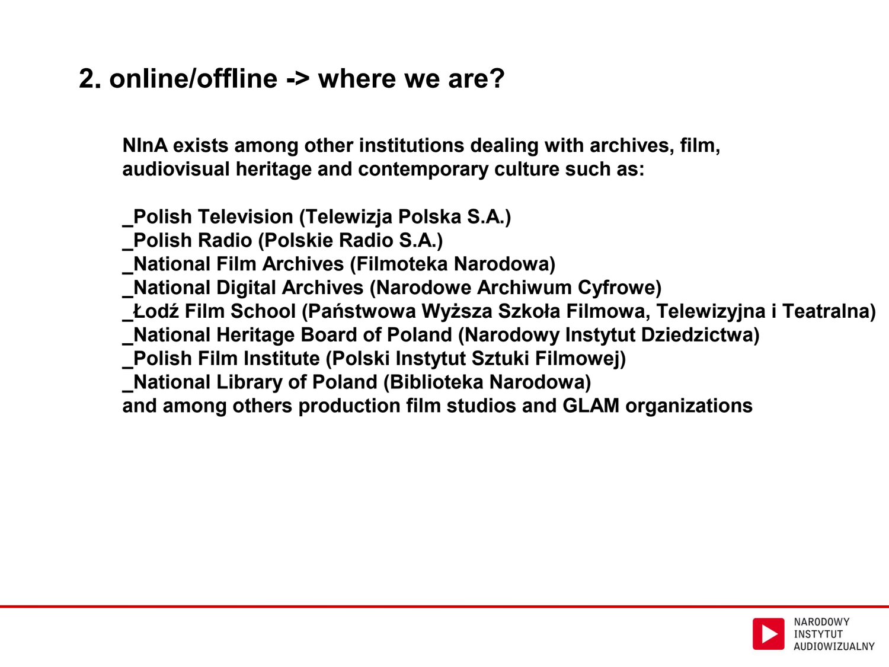## 2. online/offline -> where we are?

**NInA exists among other institutions dealing with archives, film, audiovisual heritage and contemporary culture such as:**

**_Polish Television (Telewizja Polska S.A.)**
**_Polish Radio (Polskie Radio S.A.)**
**_National Film Archives (Filmoteka Narodowa)**
**_National Digital Archives (Narodowe Archiwum Cyfrowe)**
**_Łodź Film School (Państwowa Wyższa Szkoła Filmowa, Telewizyjna i Teatralna)**
**_National Heritage Board of Poland (Narodowy Instytut Dziedzictwa)**
**_Polish Film Institute (Polski Instytut Sztuki Filmowej)**
**_National Library of Poland (Biblioteka Narodowa)**
**and among others production film studios and GLAM organizations**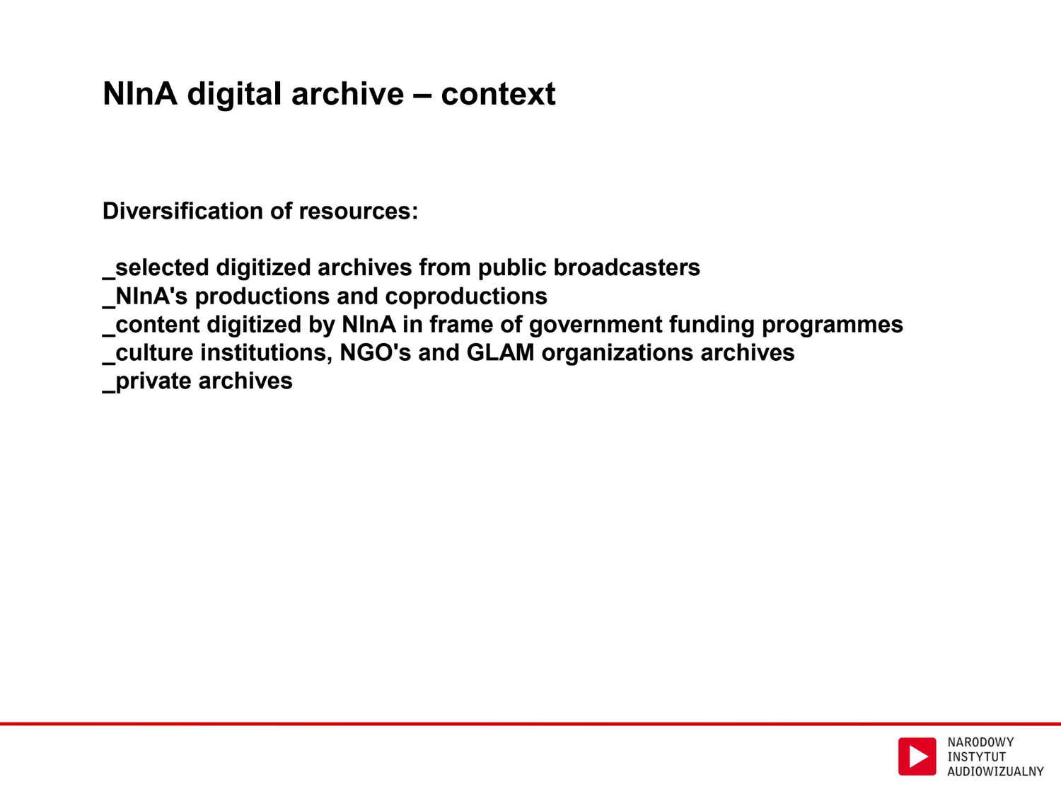# NInA digital archive – context

**Diversification of resources:**

**_selected digitized archives from public broadcasters**
**_NInA's productions and coproductions**
**_content digitized by NInA in frame of government funding programmes**
**_culture institutions, NGO's and GLAM organizations archives**
**_private archives**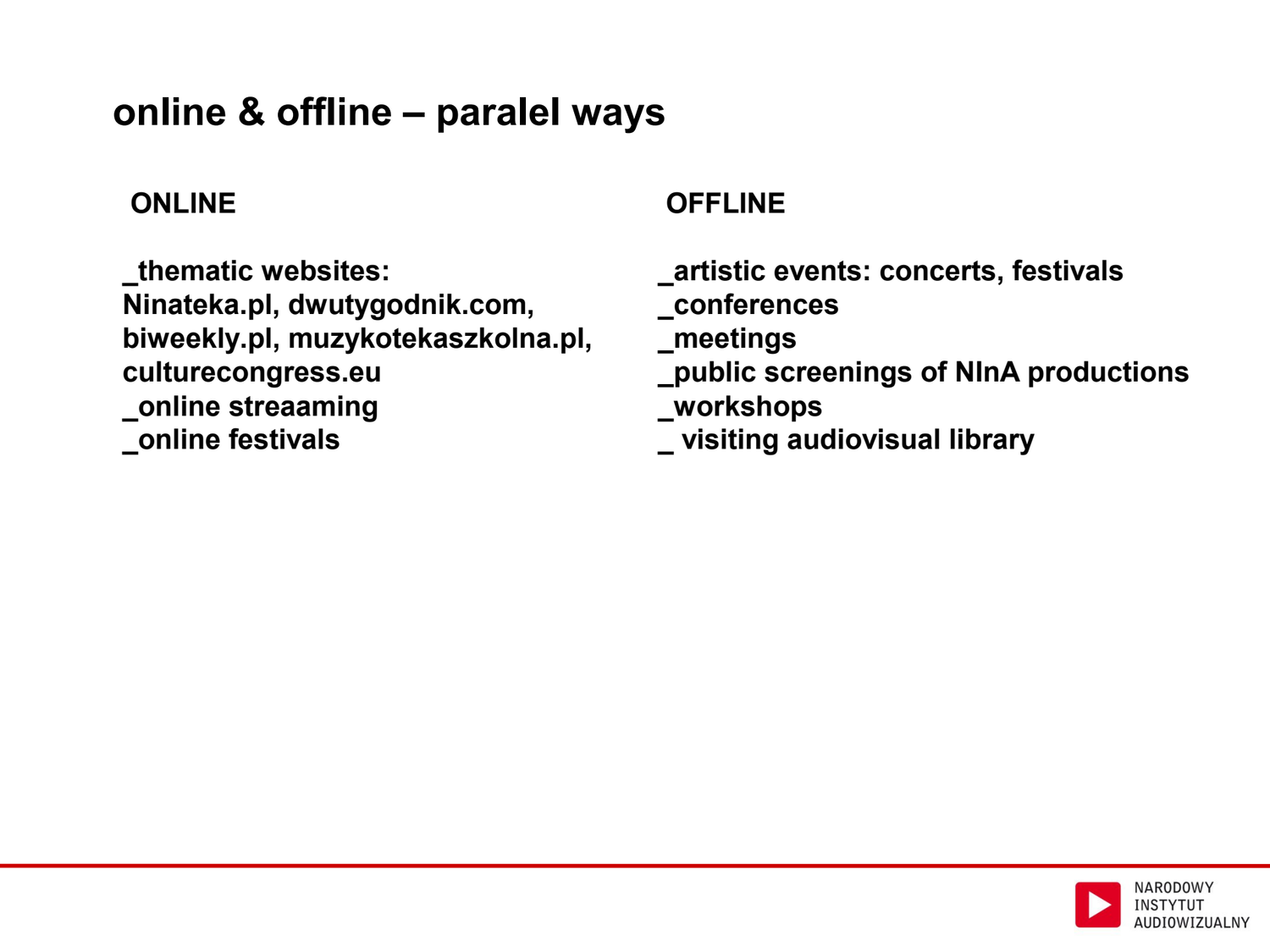# online & offline – paralel ways

## ONLINE

_thematic websites:
Ninateka.pl, dwutygodnik.com, biweekly.pl, muzykotekaszkolna.pl, culturecongress.eu
_online streaaming
_online festivals

## OFFLINE

_artistic events: concerts, festivals
_conferences
_meetings
_public screenings of NInA productions
_workshops
_ visiting audiovisual library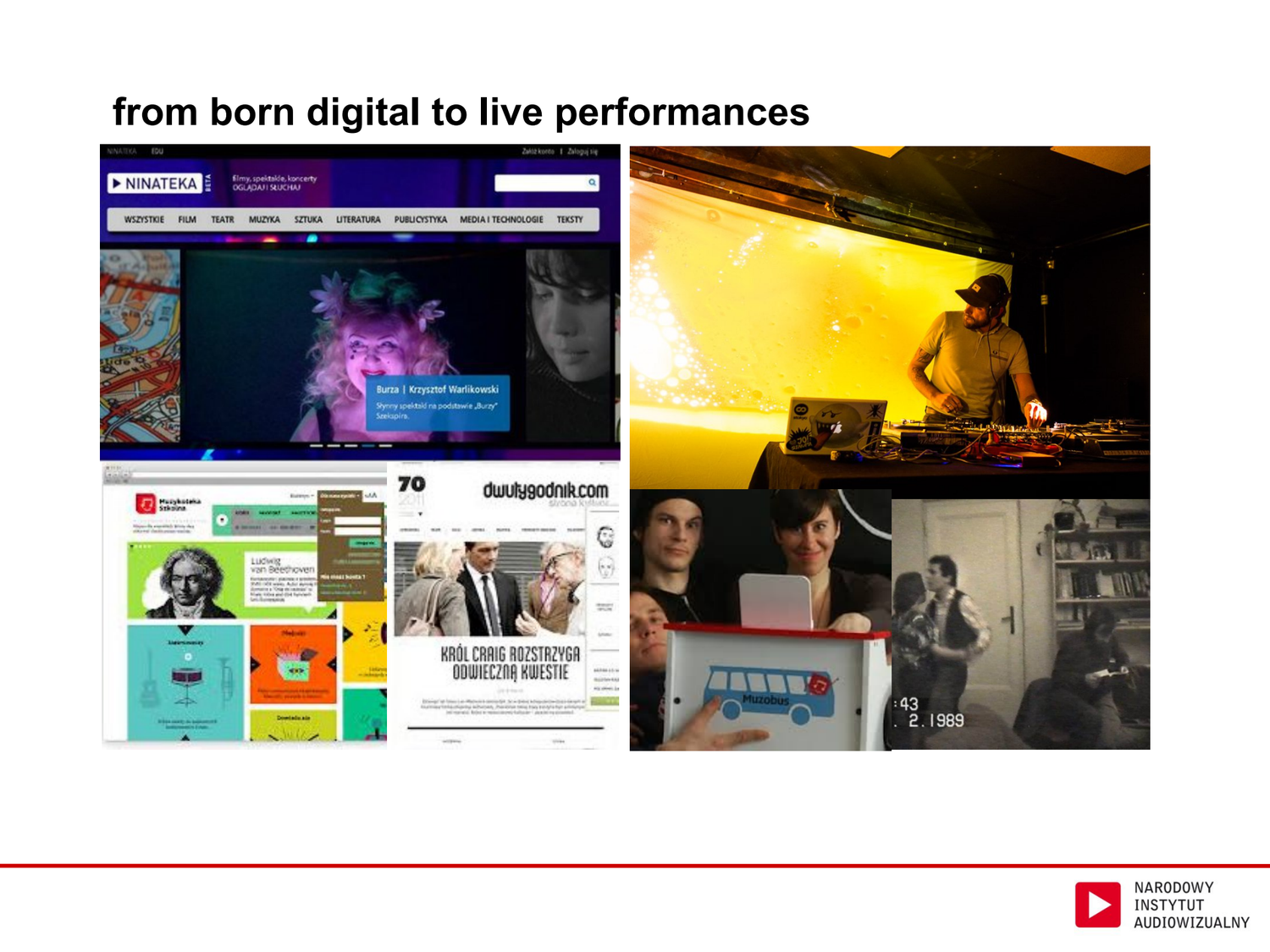# from born digital to live performances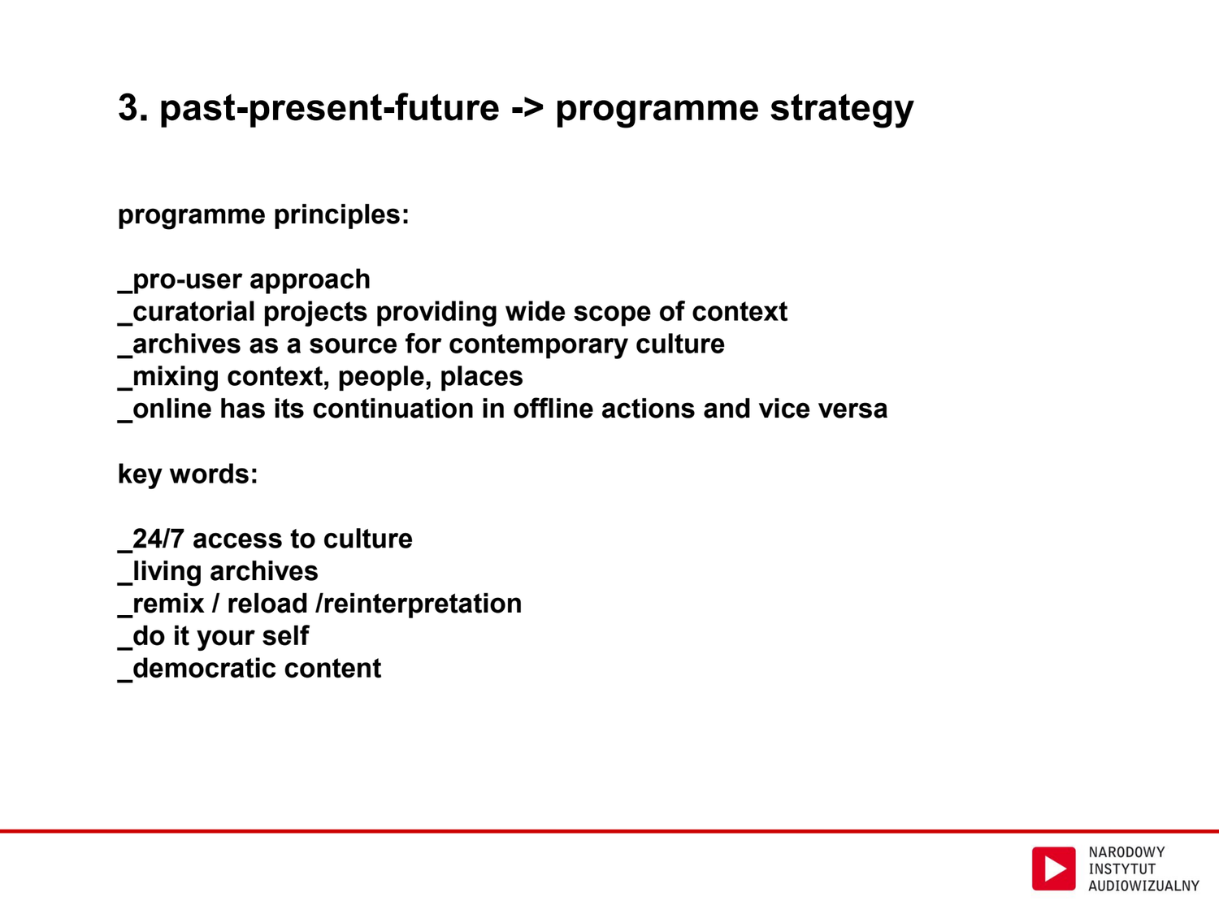# 3. past-present-future -> programme strategy

**programme principles:**

**_pro-user approach**
**_curatorial projects providing wide scope of context**
**_archives as a source for contemporary culture**
**_mixing context, people, places**
**_online has its continuation in offline actions and vice versa**

**key words:**

**_24/7 access to culture**
**_living archives**
**_remix / reload /reinterpretation**
**_do it your self**
**_democratic content**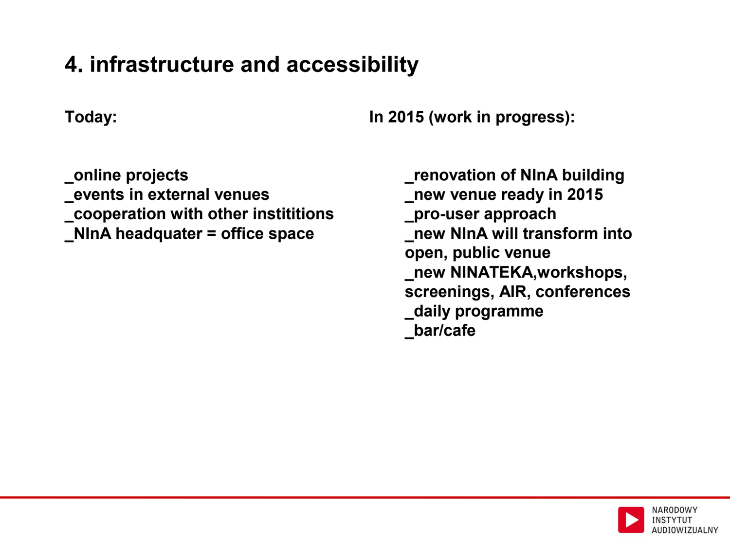# 4. infrastructure and accessibility

**Today:**

_online projects
_events in external venues
_cooperation with other instititions
_NInA headquater = office space

**In 2015 (work in progress):**

_renovation of NInA building
_new venue ready in 2015
_pro-user approach
_new NInA will transform into open, public venue
_new NINATEKA,workshops, screenings, AIR, conferences
_daily programme
_bar/cafe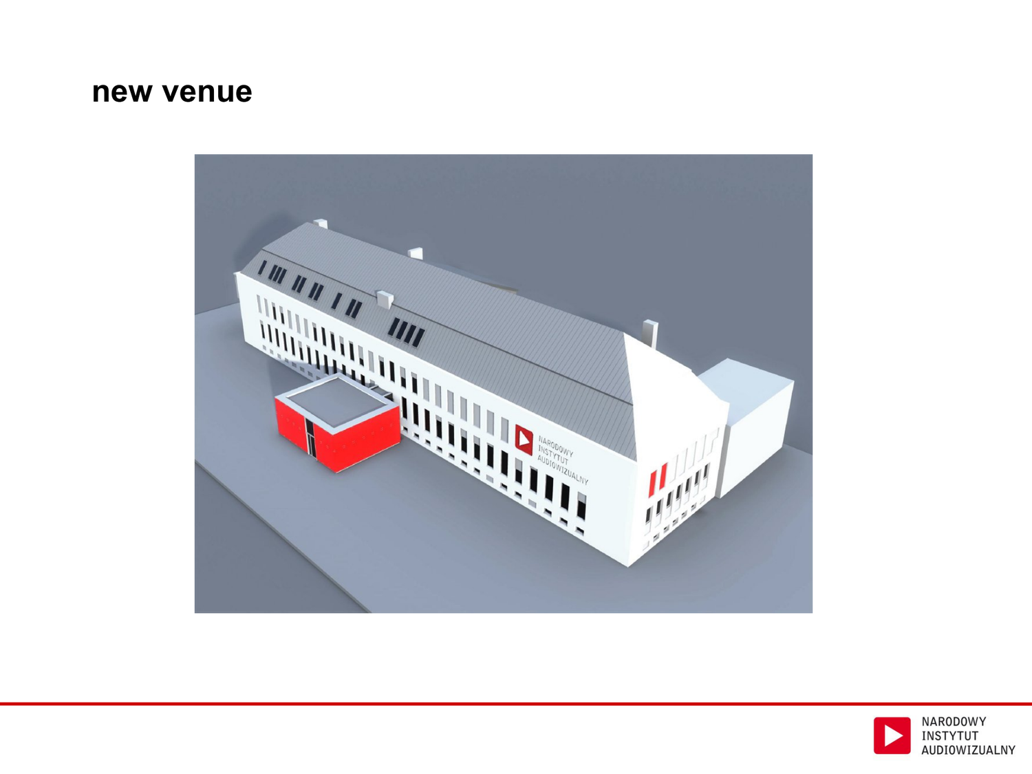# new venue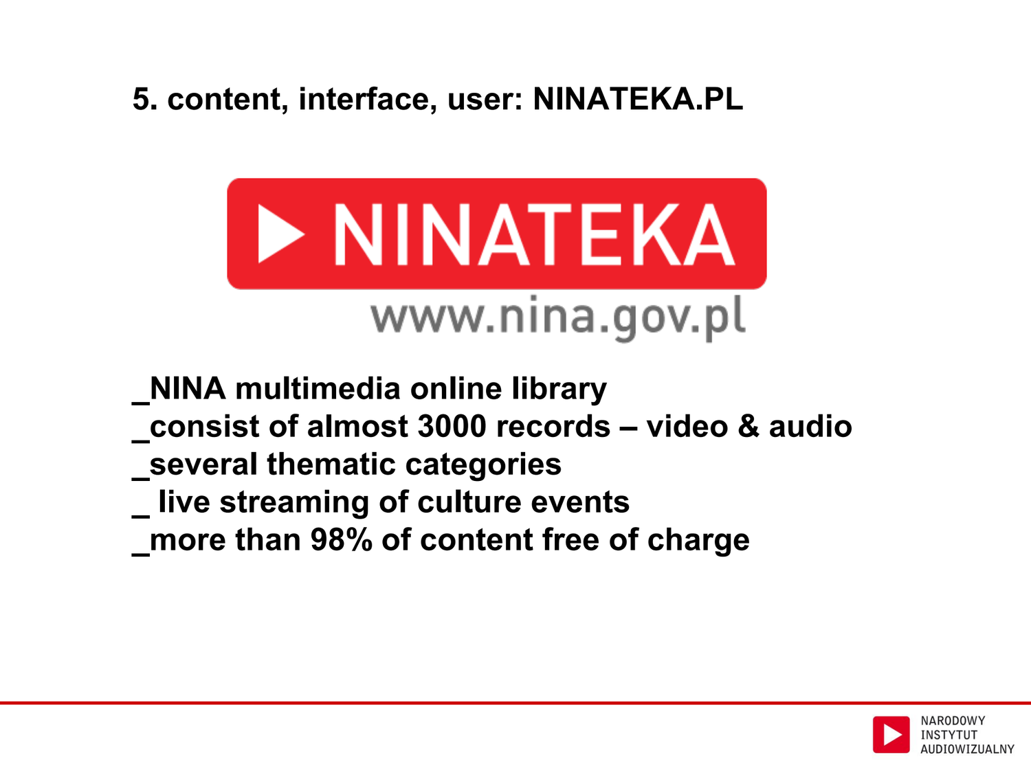## 5. content, interface, user: NINATEKA.PL

NINATEKA

www.nina.gov.pl

_NINA multimedia online library
_consist of almost 3000 records – video & audio
_several thematic categories
_ live streaming of culture events
_more than 98% of content free of charge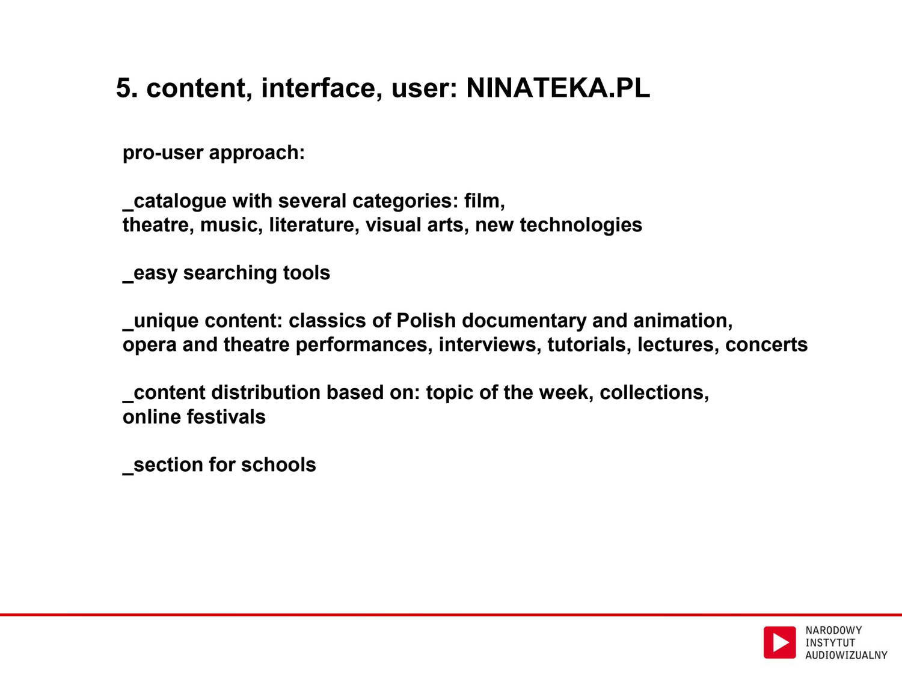# 5. content, interface, user: NINATEKA.PL

**pro-user approach:**

**_catalogue with several categories: film, theatre, music, literature, visual arts, new technologies**

**_easy searching tools**

**_unique content: classics of Polish documentary and animation, opera and theatre performances, interviews, tutorials, lectures, concerts**

**_content distribution based on: topic of the week, collections, online festivals**

**_section for schools**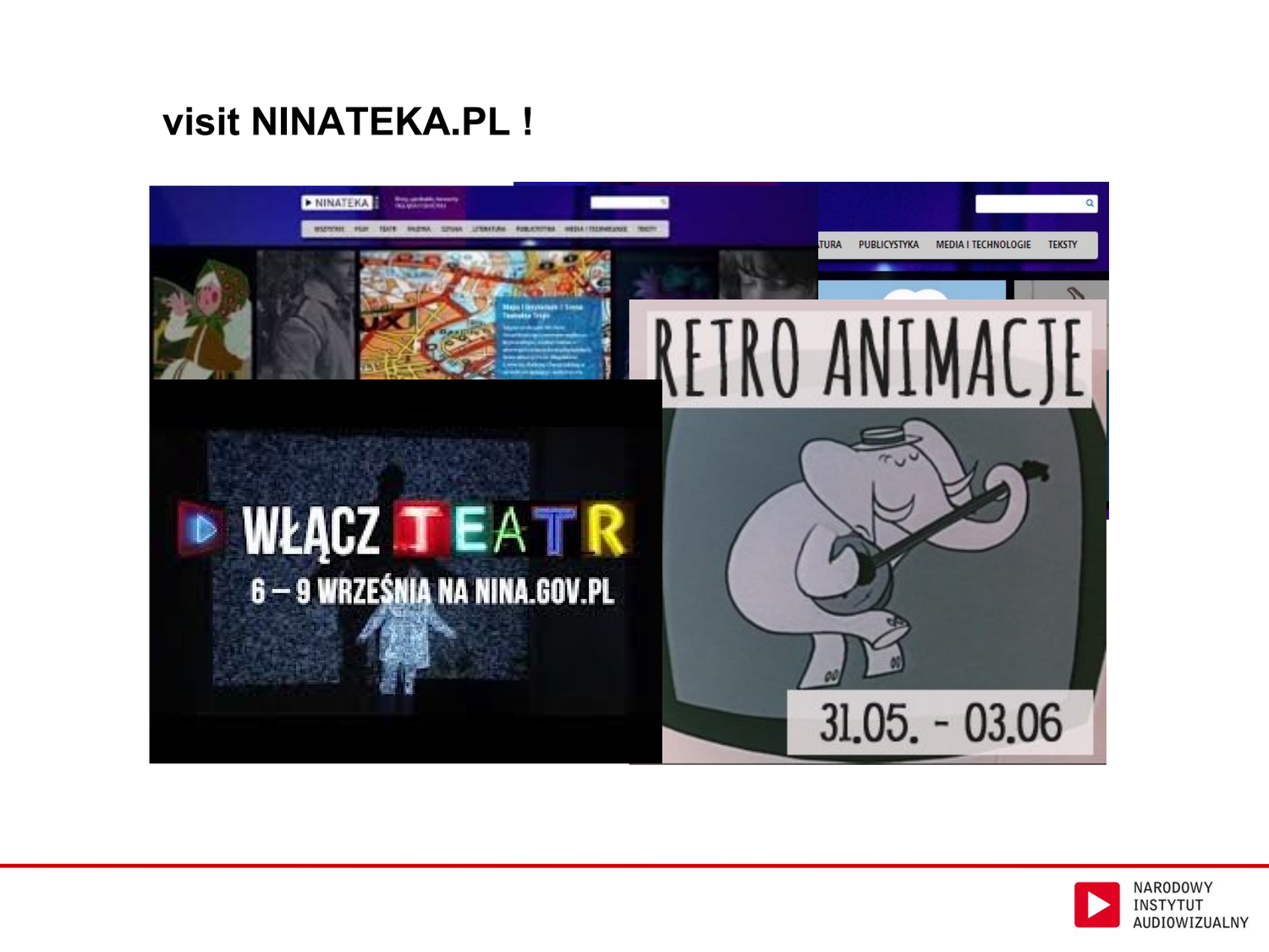# visit NINATEKA.PL !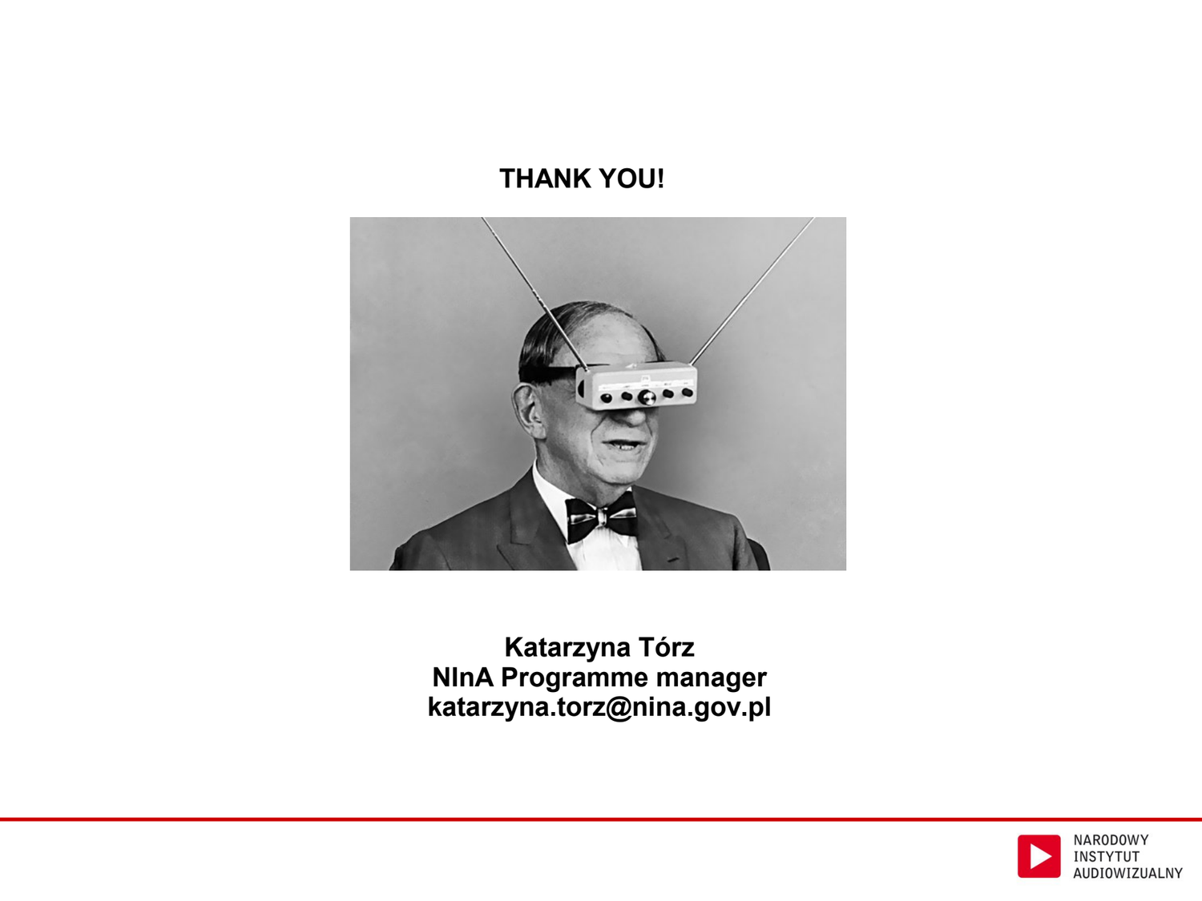**THANK YOU!**

**Katarzyna Tórz**
**NInA Programme manager**
**katarzyna.torz@nina.gov.pl**

NARODOWY
INSTYTUT
AUDIOWIZUALNY